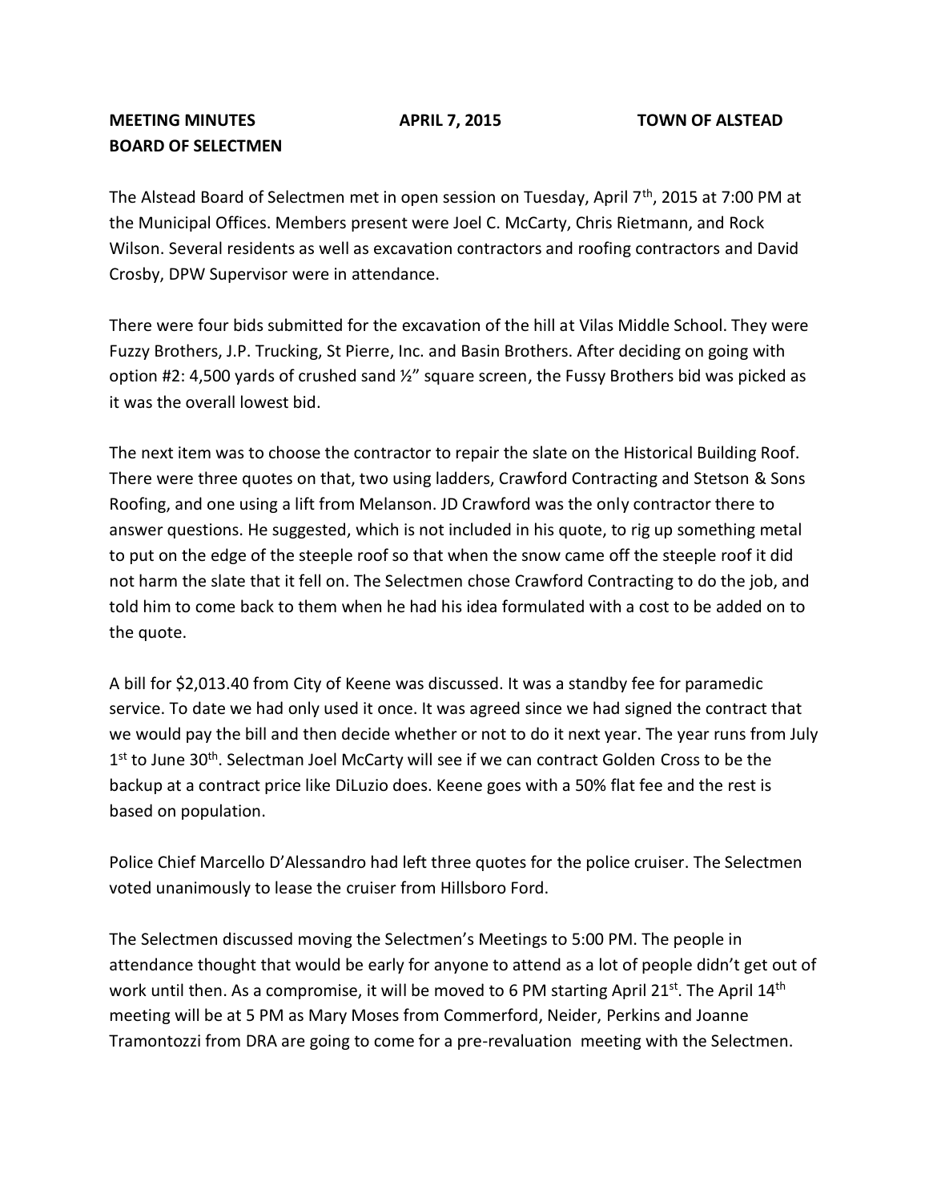**MEETING MINUTES** **APRIL 7, 2015** **TOWN OF ALSTEAD**
**BOARD OF SELECTMEN**

The Alstead Board of Selectmen met in open session on Tuesday, April 7th, 2015 at 7:00 PM at the Municipal Offices. Members present were Joel C. McCarty, Chris Rietmann, and Rock Wilson. Several residents as well as excavation contractors and roofing contractors and David Crosby, DPW Supervisor were in attendance.

There were four bids submitted for the excavation of the hill at Vilas Middle School. They were Fuzzy Brothers, J.P. Trucking, St Pierre, Inc. and Basin Brothers. After deciding on going with option #2: 4,500 yards of crushed sand ½" square screen, the Fussy Brothers bid was picked as it was the overall lowest bid.

The next item was to choose the contractor to repair the slate on the Historical Building Roof. There were three quotes on that, two using ladders, Crawford Contracting and Stetson & Sons Roofing, and one using a lift from Melanson. JD Crawford was the only contractor there to answer questions. He suggested, which is not included in his quote, to rig up something metal to put on the edge of the steeple roof so that when the snow came off the steeple roof it did not harm the slate that it fell on. The Selectmen chose Crawford Contracting to do the job, and told him to come back to them when he had his idea formulated with a cost to be added on to the quote.

A bill for $2,013.40 from City of Keene was discussed. It was a standby fee for paramedic service. To date we had only used it once. It was agreed since we had signed the contract that we would pay the bill and then decide whether or not to do it next year. The year runs from July 1st to June 30th. Selectman Joel McCarty will see if we can contract Golden Cross to be the backup at a contract price like DiLuzio does. Keene goes with a 50% flat fee and the rest is based on population.

Police Chief Marcello D'Alessandro had left three quotes for the police cruiser. The Selectmen voted unanimously to lease the cruiser from Hillsboro Ford.

The Selectmen discussed moving the Selectmen's Meetings to 5:00 PM. The people in attendance thought that would be early for anyone to attend as a lot of people didn't get out of work until then. As a compromise, it will be moved to 6 PM starting April 21st. The April 14th meeting will be at 5 PM as Mary Moses from Commerford, Neider, Perkins and Joanne Tramontozzi from DRA are going to come for a pre-revaluation meeting with the Selectmen.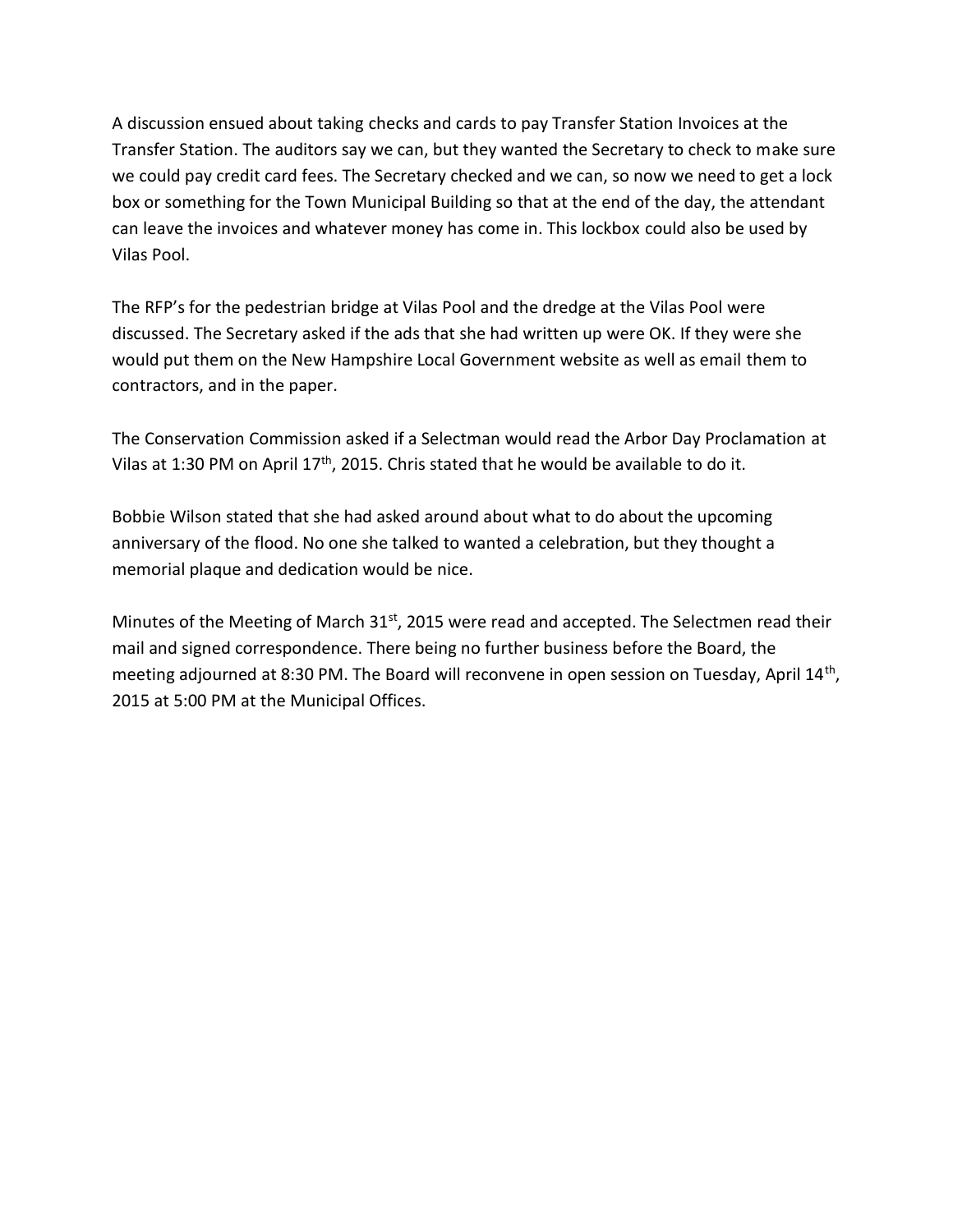A discussion ensued about taking checks and cards to pay Transfer Station Invoices at the Transfer Station. The auditors say we can, but they wanted the Secretary to check to make sure we could pay credit card fees. The Secretary checked and we can, so now we need to get a lock box or something for the Town Municipal Building so that at the end of the day, the attendant can leave the invoices and whatever money has come in. This lockbox could also be used by Vilas Pool.

The RFP's for the pedestrian bridge at Vilas Pool and the dredge at the Vilas Pool were discussed. The Secretary asked if the ads that she had written up were OK. If they were she would put them on the New Hampshire Local Government website as well as email them to contractors, and in the paper.

The Conservation Commission asked if a Selectman would read the Arbor Day Proclamation at Vilas at 1:30 PM on April 17th, 2015. Chris stated that he would be available to do it.

Bobbie Wilson stated that she had asked around about what to do about the upcoming anniversary of the flood. No one she talked to wanted a celebration, but they thought a memorial plaque and dedication would be nice.

Minutes of the Meeting of March 31st, 2015 were read and accepted. The Selectmen read their mail and signed correspondence. There being no further business before the Board, the meeting adjourned at 8:30 PM. The Board will reconvene in open session on Tuesday, April 14th, 2015 at 5:00 PM at the Municipal Offices.